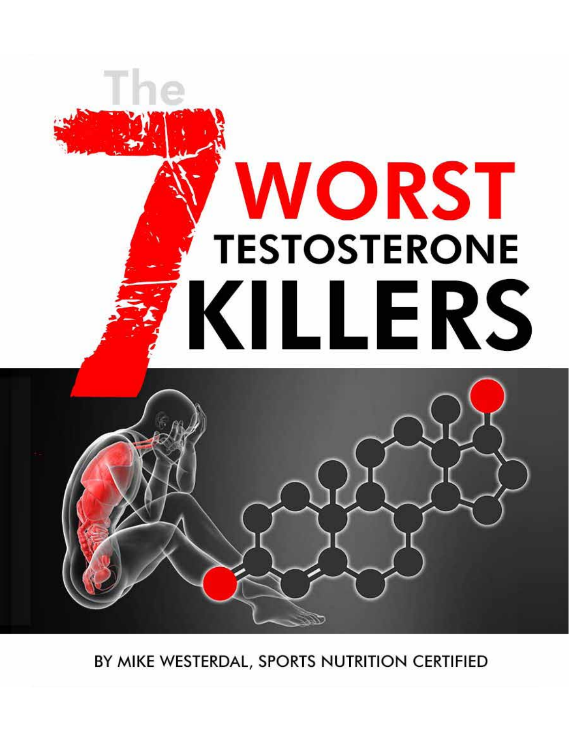# The 7 WORST TESTOSTERONE KILLERS

BY MIKE WESTERDAL, SPORTS NUTRITION CERTIFIED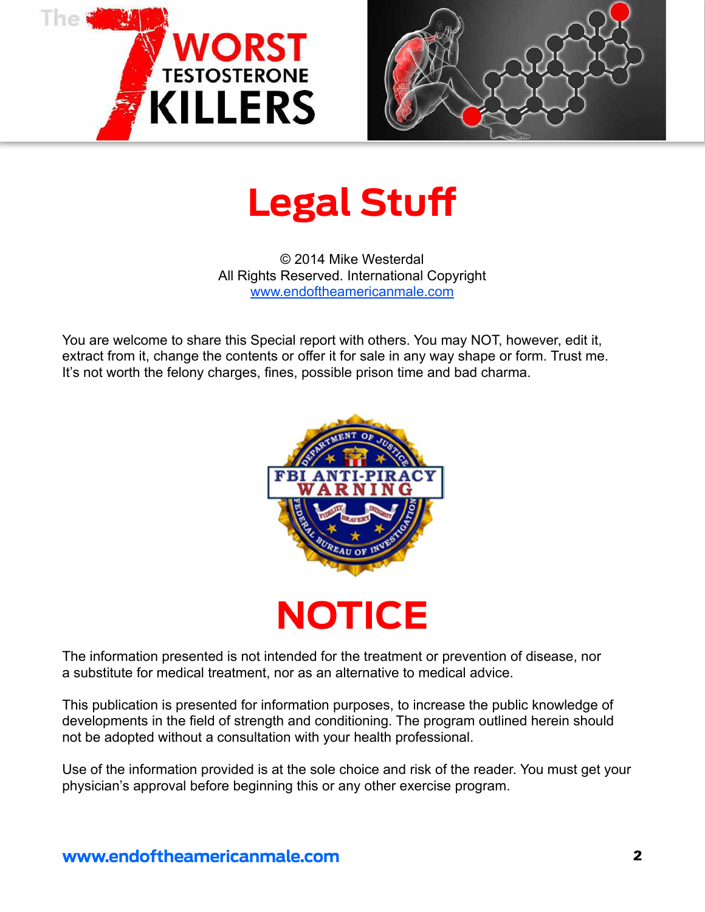# Legal Stuff

© 2014 Mike Westerdal
All Rights Reserved. International Copyright
www.endoftheamericanmale.com

You are welcome to share this Special report with others. You may NOT, however, edit it, extract from it, change the contents or offer it for sale in any way shape or form. Trust me. It's not worth the felony charges, fines, possible prison time and bad charma.

# NOTICE

The information presented is not intended for the treatment or prevention of disease, nor a substitute for medical treatment, nor as an alternative to medical advice.

This publication is presented for information purposes, to increase the public knowledge of developments in the field of strength and conditioning. The program outlined herein should not be adopted without a consultation with your health professional.

Use of the information provided is at the sole choice and risk of the reader. You must get your physician's approval before beginning this or any other exercise program.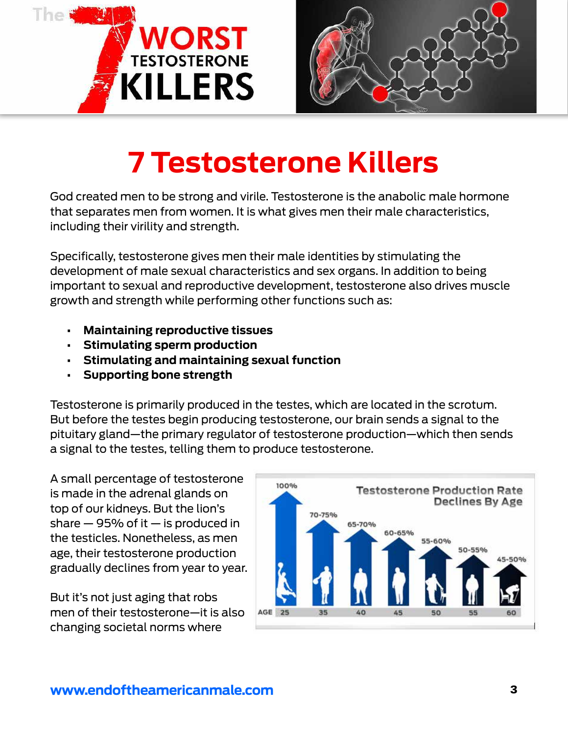# 7 Testosterone Killers

God created men to be strong and virile. Testosterone is the anabolic male hormone that separates men from women. It is what gives men their male characteristics, including their virility and strength.

Specifically, testosterone gives men their male identities by stimulating the development of male sexual characteristics and sex organs. In addition to being important to sexual and reproductive development, testosterone also drives muscle growth and strength while performing other functions such as:

- **Maintaining reproductive tissues**
- **Stimulating sperm production**
- **Stimulating and maintaining sexual function**
- **Supporting bone strength**

Testosterone is primarily produced in the testes, which are located in the scrotum. But before the testes begin producing testosterone, our brain sends a signal to the pituitary gland—the primary regulator of testosterone production—which then sends a signal to the testes, telling them to produce testosterone.

A small percentage of testosterone is made in the adrenal glands on top of our kidneys. But the lion's share — 95% of it — is produced in the testicles. Nonetheless, as men age, their testosterone production gradually declines from year to year.

**Testosterone Production Rate Declines By Age**

| AGE | 25 | 35 | 40 | 45 | 50 | 55 | 60 |
|---|---|---|---|---|---|---|---|
| Production | 100% | 70-75% | 65-70% | 60-65% | 55-60% | 50-55% | 45-50% |

But it's not just aging that robs men of their testosterone—it is also changing societal norms where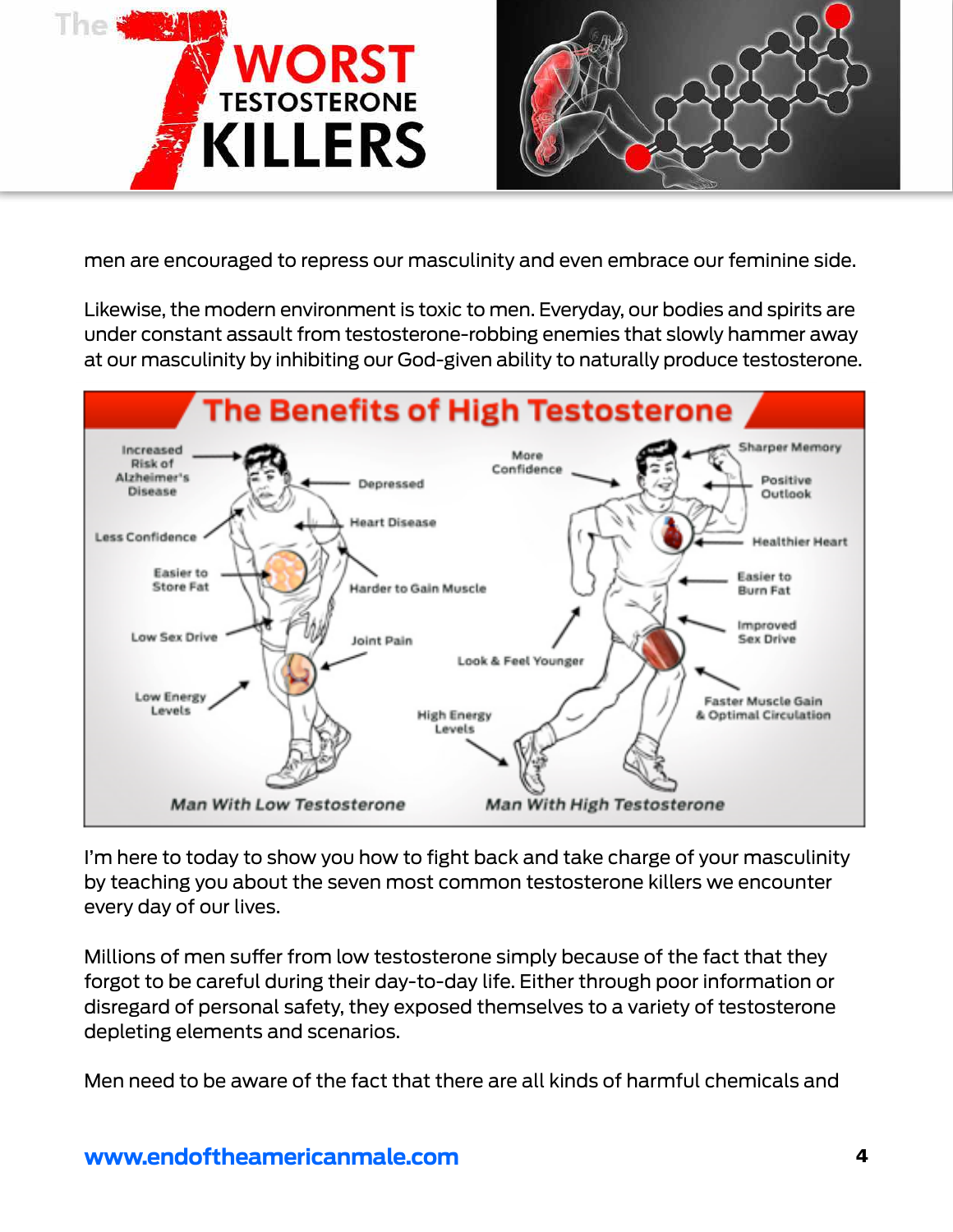men are encouraged to repress our masculinity and even embrace our feminine side.

Likewise, the modern environment is toxic to men. Everyday, our bodies and spirits are under constant assault from testosterone-robbing enemies that slowly hammer away at our masculinity by inhibiting our God-given ability to naturally produce testosterone.

## The Benefits of High Testosterone

**Man With Low Testosterone**

- Increased Risk of Alzheimer's Disease
- Depressed
- Heart Disease
- Less Confidence
- Easier to Store Fat
- Harder to Gain Muscle
- Low Sex Drive
- Joint Pain
- Low Energy Levels

**Man With High Testosterone**

- More Confidence
- Sharper Memory
- Positive Outlook
- Healthier Heart
- Easier to Burn Fat
- Improved Sex Drive
- Look & Feel Younger
- Faster Muscle Gain & Optimal Circulation
- High Energy Levels

I'm here to today to show you how to fight back and take charge of your masculinity by teaching you about the seven most common testosterone killers we encounter every day of our lives.

Millions of men suffer from low testosterone simply because of the fact that they forgot to be careful during their day-to-day life. Either through poor information or disregard of personal safety, they exposed themselves to a variety of testosterone depleting elements and scenarios.

Men need to be aware of the fact that there are all kinds of harmful chemicals and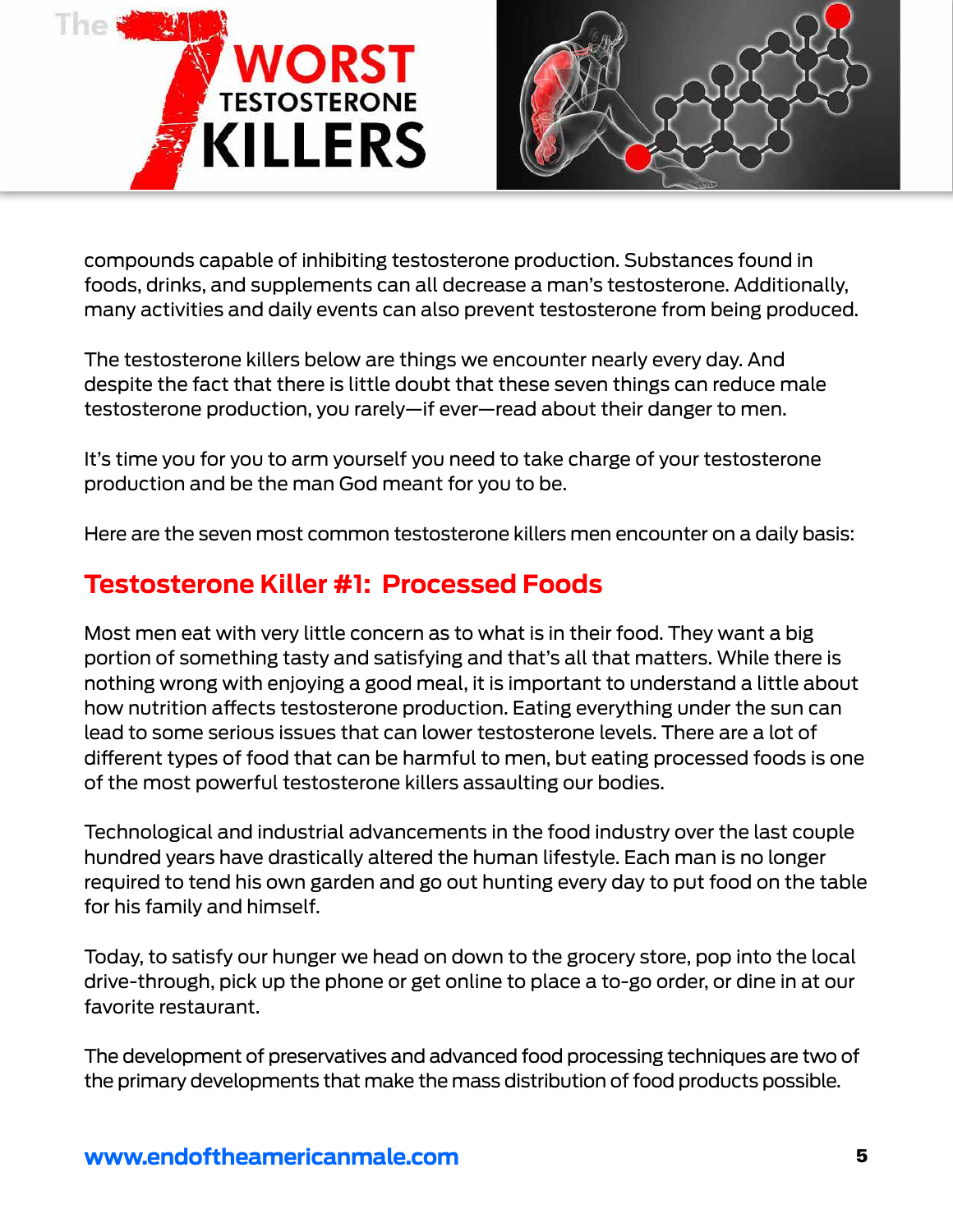compounds capable of inhibiting testosterone production. Substances found in foods, drinks, and supplements can all decrease a man's testosterone. Additionally, many activities and daily events can also prevent testosterone from being produced.

The testosterone killers below are things we encounter nearly every day. And despite the fact that there is little doubt that these seven things can reduce male testosterone production, you rarely—if ever—read about their danger to men.

It's time you for you to arm yourself you need to take charge of your testosterone production and be the man God meant for you to be.

Here are the seven most common testosterone killers men encounter on a daily basis:

## Testosterone Killer #1: Processed Foods

Most men eat with very little concern as to what is in their food. They want a big portion of something tasty and satisfying and that's all that matters. While there is nothing wrong with enjoying a good meal, it is important to understand a little about how nutrition affects testosterone production. Eating everything under the sun can lead to some serious issues that can lower testosterone levels. There are a lot of different types of food that can be harmful to men, but eating processed foods is one of the most powerful testosterone killers assaulting our bodies.

Technological and industrial advancements in the food industry over the last couple hundred years have drastically altered the human lifestyle. Each man is no longer required to tend his own garden and go out hunting every day to put food on the table for his family and himself.

Today, to satisfy our hunger we head on down to the grocery store, pop into the local drive-through, pick up the phone or get online to place a to-go order, or dine in at our favorite restaurant.

The development of preservatives and advanced food processing techniques are two of the primary developments that make the mass distribution of food products possible.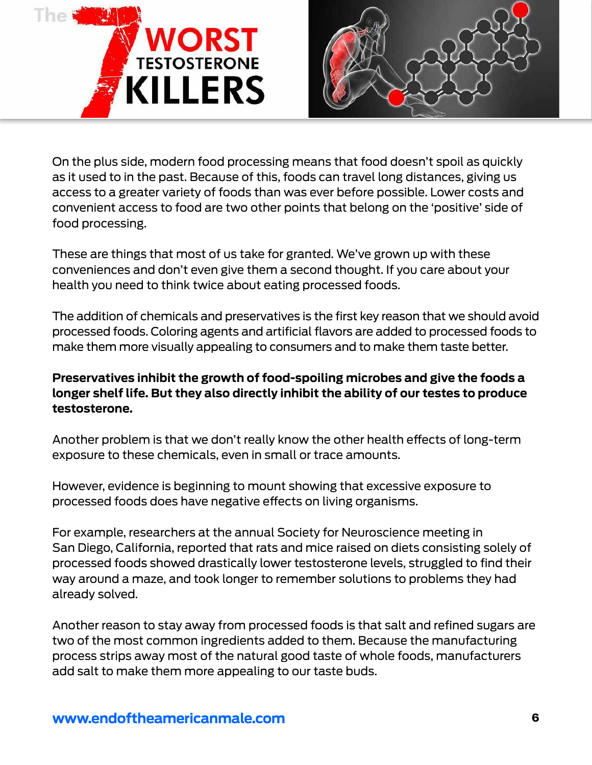On the plus side, modern food processing means that food doesn't spoil as quickly as it used to in the past. Because of this, foods can travel long distances, giving us access to a greater variety of foods than was ever before possible. Lower costs and convenient access to food are two other points that belong on the 'positive' side of food processing.

These are things that most of us take for granted. We've grown up with these conveniences and don't even give them a second thought. If you care about your health you need to think twice about eating processed foods.

The addition of chemicals and preservatives is the first key reason that we should avoid processed foods. Coloring agents and artificial flavors are added to processed foods to make them more visually appealing to consumers and to make them taste better.

**Preservatives inhibit the growth of food-spoiling microbes and give the foods a longer shelf life. But they also directly inhibit the ability of our testes to produce testosterone.**

Another problem is that we don't really know the other health effects of long-term exposure to these chemicals, even in small or trace amounts.

However, evidence is beginning to mount showing that excessive exposure to processed foods does have negative effects on living organisms.

For example, researchers at the annual Society for Neuroscience meeting in San Diego, California, reported that rats and mice raised on diets consisting solely of processed foods showed drastically lower testosterone levels, struggled to find their way around a maze, and took longer to remember solutions to problems they had already solved.

Another reason to stay away from processed foods is that salt and refined sugars are two of the most common ingredients added to them. Because the manufacturing process strips away most of the natural good taste of whole foods, manufacturers add salt to make them more appealing to our taste buds.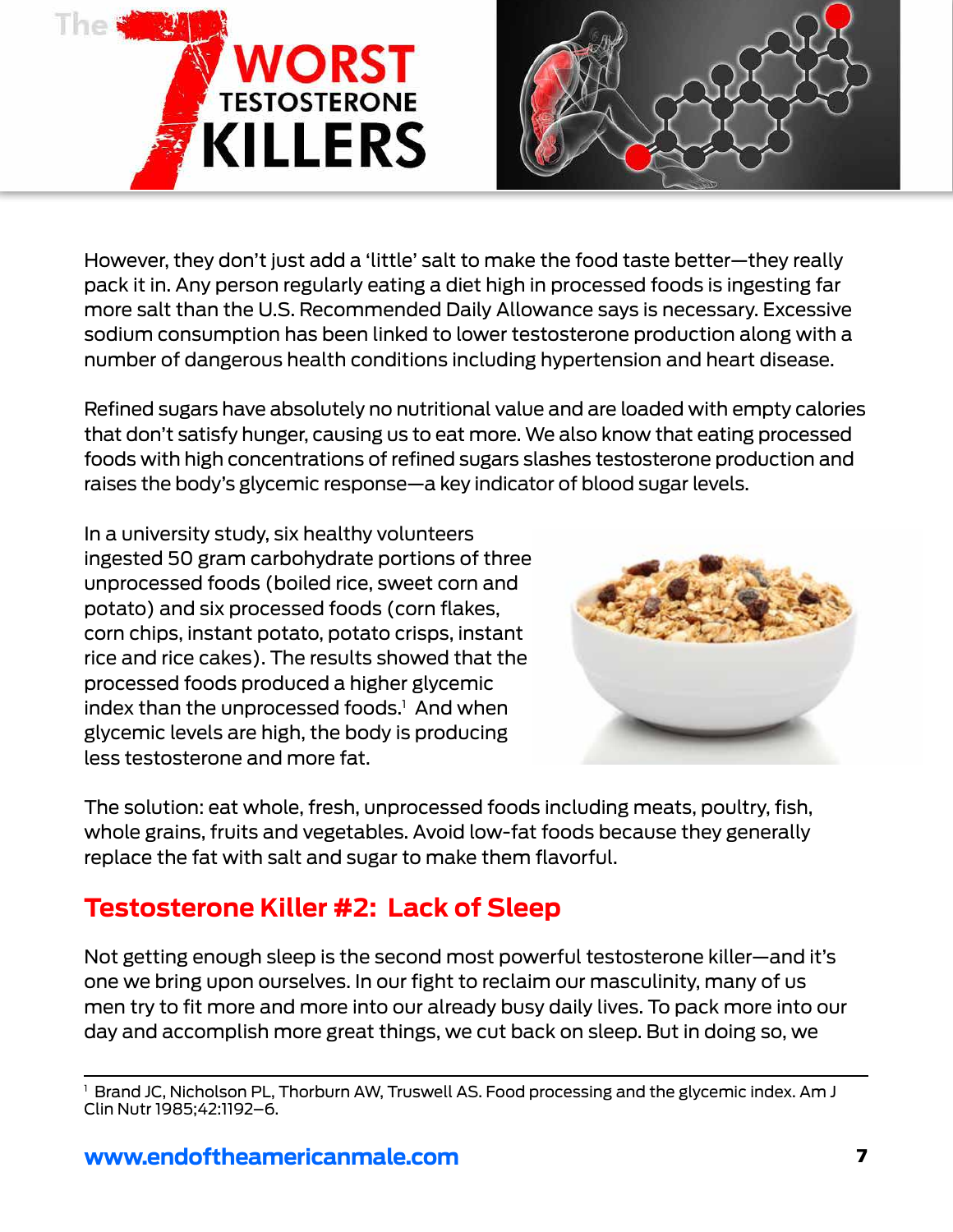However, they don't just add a 'little' salt to make the food taste better—they really pack it in. Any person regularly eating a diet high in processed foods is ingesting far more salt than the U.S. Recommended Daily Allowance says is necessary. Excessive sodium consumption has been linked to lower testosterone production along with a number of dangerous health conditions including hypertension and heart disease.

Refined sugars have absolutely no nutritional value and are loaded with empty calories that don't satisfy hunger, causing us to eat more. We also know that eating processed foods with high concentrations of refined sugars slashes testosterone production and raises the body's glycemic response—a key indicator of blood sugar levels.

In a university study, six healthy volunteers ingested 50 gram carbohydrate portions of three unprocessed foods (boiled rice, sweet corn and potato) and six processed foods (corn flakes, corn chips, instant potato, potato crisps, instant rice and rice cakes). The results showed that the processed foods produced a higher glycemic index than the unprocessed foods.[1] And when glycemic levels are high, the body is producing less testosterone and more fat.

The solution: eat whole, fresh, unprocessed foods including meats, poultry, fish, whole grains, fruits and vegetables. Avoid low-fat foods because they generally replace the fat with salt and sugar to make them flavorful.

## Testosterone Killer #2: Lack of Sleep

Not getting enough sleep is the second most powerful testosterone killer—and it's one we bring upon ourselves. In our fight to reclaim our masculinity, many of us men try to fit more and more into our already busy daily lives. To pack more into our day and accomplish more great things, we cut back on sleep. But in doing so, we

---

[1] Brand JC, Nicholson PL, Thorburn AW, Truswell AS. Food processing and the glycemic index. Am J Clin Nutr 1985;42:1192–6.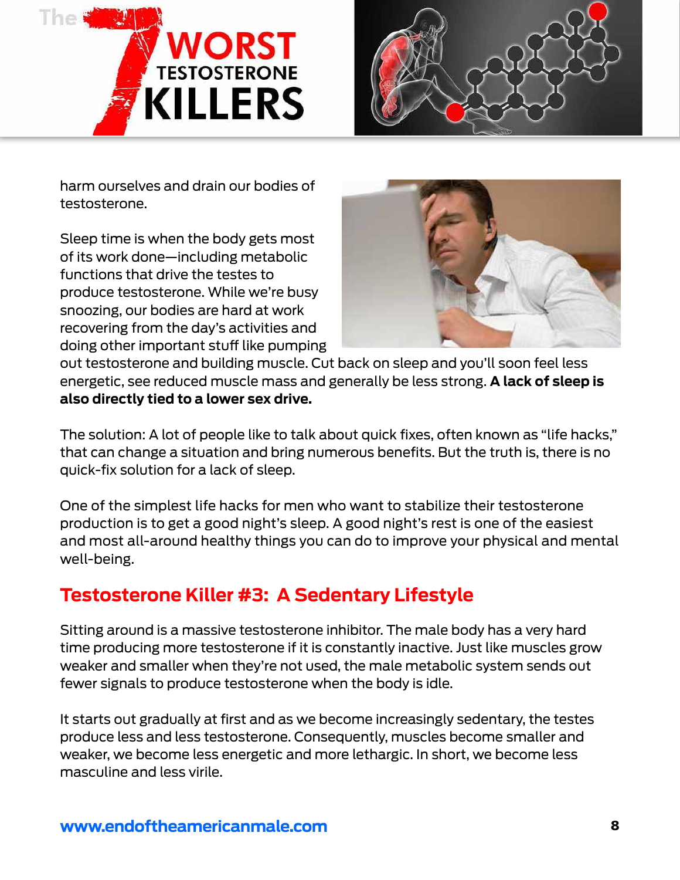harm ourselves and drain our bodies of testosterone.

Sleep time is when the body gets most of its work done—including metabolic functions that drive the testes to produce testosterone. While we're busy snoozing, our bodies are hard at work recovering from the day's activities and doing other important stuff like pumping out testosterone and building muscle. Cut back on sleep and you'll soon feel less energetic, see reduced muscle mass and generally be less strong. **A lack of sleep is also directly tied to a lower sex drive.**

The solution: A lot of people like to talk about quick fixes, often known as "life hacks," that can change a situation and bring numerous benefits. But the truth is, there is no quick-fix solution for a lack of sleep.

One of the simplest life hacks for men who want to stabilize their testosterone production is to get a good night's sleep. A good night's rest is one of the easiest and most all-around healthy things you can do to improve your physical and mental well-being.

## Testosterone Killer #3: A Sedentary Lifestyle

Sitting around is a massive testosterone inhibitor. The male body has a very hard time producing more testosterone if it is constantly inactive. Just like muscles grow weaker and smaller when they're not used, the male metabolic system sends out fewer signals to produce testosterone when the body is idle.

It starts out gradually at first and as we become increasingly sedentary, the testes produce less and less testosterone. Consequently, muscles become smaller and weaker, we become less energetic and more lethargic. In short, we become less masculine and less virile.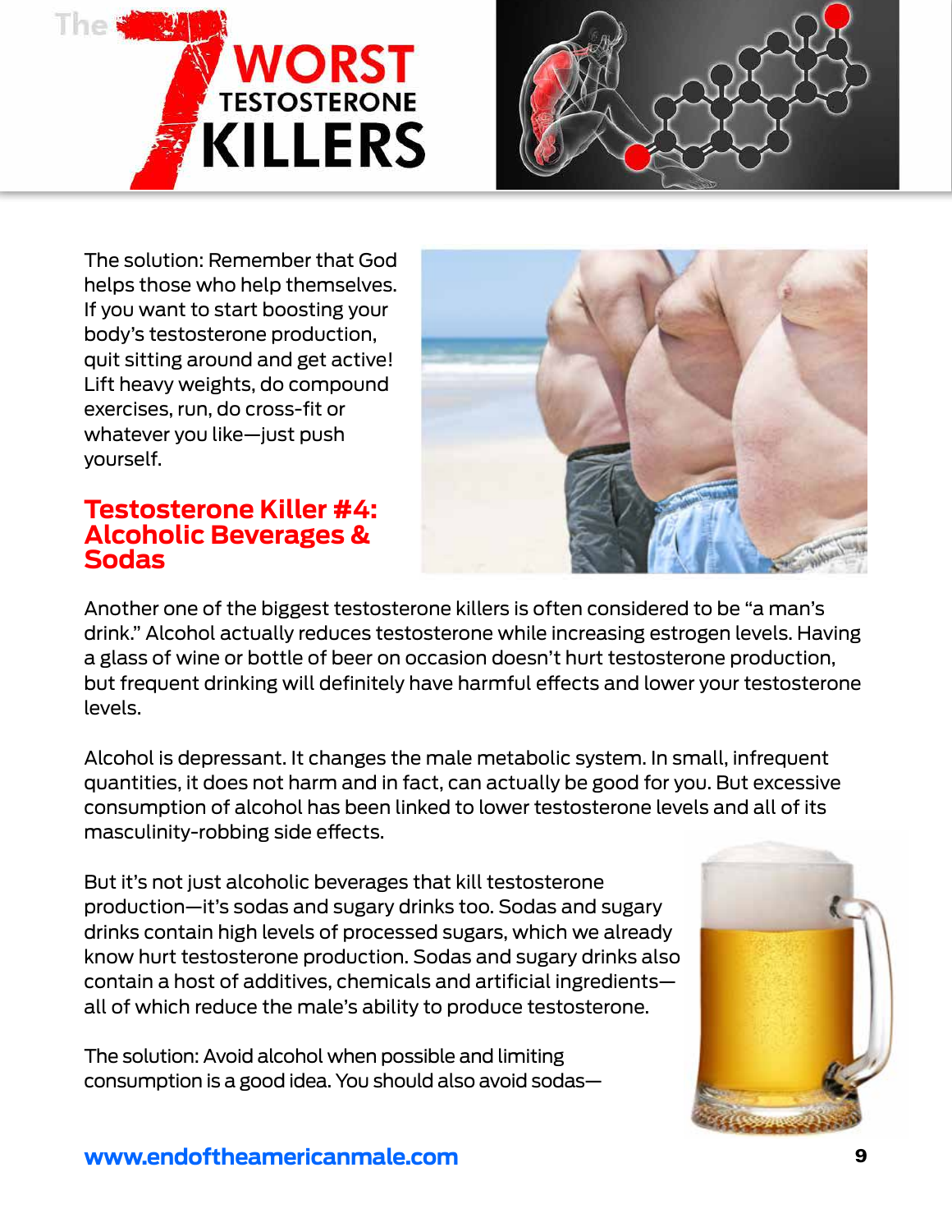The solution: Remember that God helps those who help themselves. If you want to start boosting your body's testosterone production, quit sitting around and get active! Lift heavy weights, do compound exercises, run, do cross-fit or whatever you like—just push yourself.

## Testosterone Killer #4: Alcoholic Beverages & Sodas

Another one of the biggest testosterone killers is often considered to be "a man's drink." Alcohol actually reduces testosterone while increasing estrogen levels. Having a glass of wine or bottle of beer on occasion doesn't hurt testosterone production, but frequent drinking will definitely have harmful effects and lower your testosterone levels.

Alcohol is depressant. It changes the male metabolic system. In small, infrequent quantities, it does not harm and in fact, can actually be good for you. But excessive consumption of alcohol has been linked to lower testosterone levels and all of its masculinity-robbing side effects.

But it's not just alcoholic beverages that kill testosterone production—it's sodas and sugary drinks too. Sodas and sugary drinks contain high levels of processed sugars, which we already know hurt testosterone production. Sodas and sugary drinks also contain a host of additives, chemicals and artificial ingredients—all of which reduce the male's ability to produce testosterone.

The solution: Avoid alcohol when possible and limiting consumption is a good idea. You should also avoid sodas—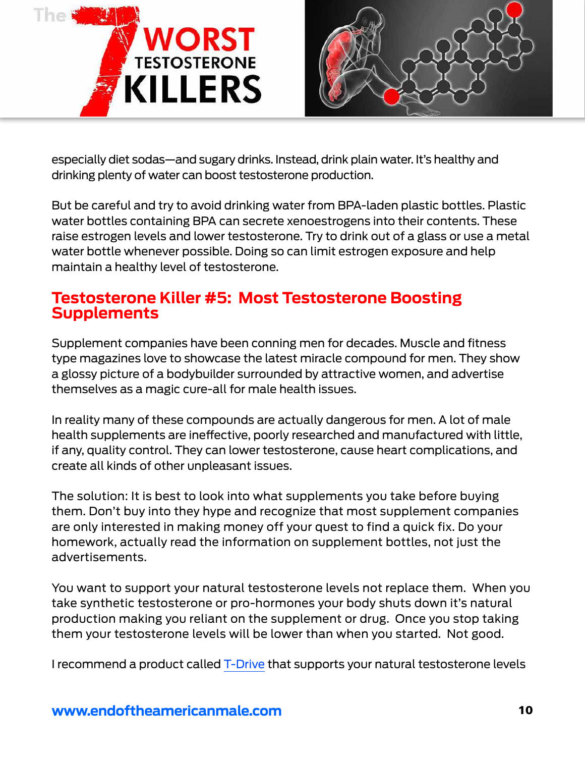especially diet sodas—and sugary drinks. Instead, drink plain water. It's healthy and drinking plenty of water can boost testosterone production.

But be careful and try to avoid drinking water from BPA-laden plastic bottles. Plastic water bottles containing BPA can secrete xenoestrogens into their contents. These raise estrogen levels and lower testosterone. Try to drink out of a glass or use a metal water bottle whenever possible. Doing so can limit estrogen exposure and help maintain a healthy level of testosterone.

## Testosterone Killer #5: Most Testosterone Boosting Supplements

Supplement companies have been conning men for decades. Muscle and fitness type magazines love to showcase the latest miracle compound for men. They show a glossy picture of a bodybuilder surrounded by attractive women, and advertise themselves as a magic cure-all for male health issues.

In reality many of these compounds are actually dangerous for men. A lot of male health supplements are ineffective, poorly researched and manufactured with little, if any, quality control. They can lower testosterone, cause heart complications, and create all kinds of other unpleasant issues.

The solution: It is best to look into what supplements you take before buying them. Don't buy into they hype and recognize that most supplement companies are only interested in making money off your quest to find a quick fix. Do your homework, actually read the information on supplement bottles, not just the advertisements.

You want to support your natural testosterone levels not replace them. When you take synthetic testosterone or pro-hormones your body shuts down it's natural production making you reliant on the supplement or drug. Once you stop taking them your testosterone levels will be lower than when you started. Not good.

I recommend a product called T-Drive that supports your natural testosterone levels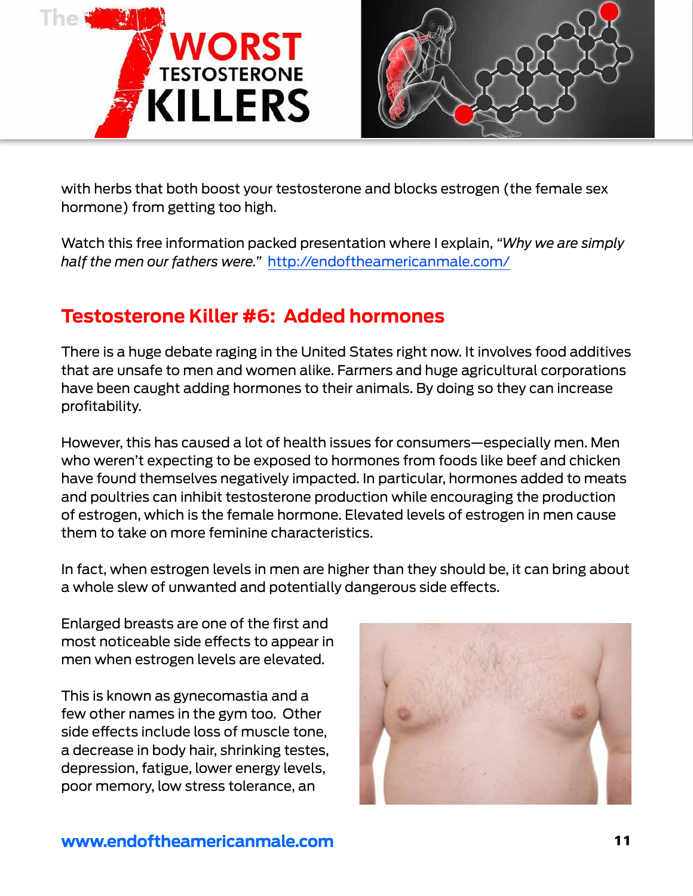with herbs that both boost your testosterone and blocks estrogen (the female sex hormone) from getting too high.

Watch this free information packed presentation where I explain, *"Why we are simply half the men our fathers were."* http://endoftheamericanmale.com/

## Testosterone Killer #6: Added hormones

There is a huge debate raging in the United States right now. It involves food additives that are unsafe to men and women alike. Farmers and huge agricultural corporations have been caught adding hormones to their animals. By doing so they can increase profitability.

However, this has caused a lot of health issues for consumers—especially men. Men who weren't expecting to be exposed to hormones from foods like beef and chicken have found themselves negatively impacted. In particular, hormones added to meats and poultries can inhibit testosterone production while encouraging the production of estrogen, which is the female hormone. Elevated levels of estrogen in men cause them to take on more feminine characteristics.

In fact, when estrogen levels in men are higher than they should be, it can bring about a whole slew of unwanted and potentially dangerous side effects.

Enlarged breasts are one of the first and most noticeable side effects to appear in men when estrogen levels are elevated.

This is known as gynecomastia and a few other names in the gym too. Other side effects include loss of muscle tone, a decrease in body hair, shrinking testes, depression, fatigue, lower energy levels, poor memory, low stress tolerance, an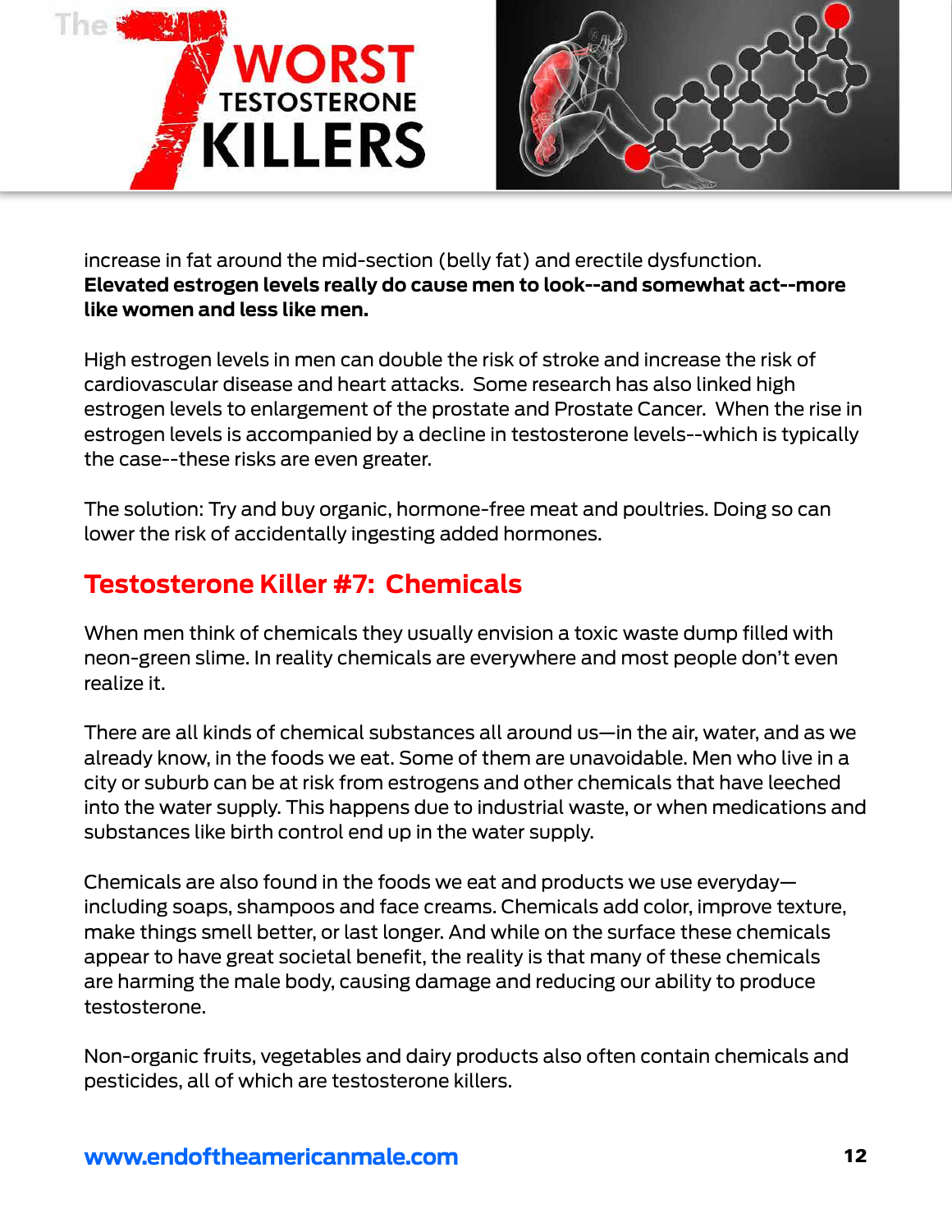increase in fat around the mid-section (belly fat) and erectile dysfunction. **Elevated estrogen levels really do cause men to look--and somewhat act--more like women and less like men.**

High estrogen levels in men can double the risk of stroke and increase the risk of cardiovascular disease and heart attacks.  Some research has also linked high estrogen levels to enlargement of the prostate and Prostate Cancer.  When the rise in estrogen levels is accompanied by a decline in testosterone levels--which is typically the case--these risks are even greater.

The solution: Try and buy organic, hormone-free meat and poultries. Doing so can lower the risk of accidentally ingesting added hormones.

## Testosterone Killer #7:  Chemicals

When men think of chemicals they usually envision a toxic waste dump filled with neon-green slime. In reality chemicals are everywhere and most people don't even realize it.

There are all kinds of chemical substances all around us—in the air, water, and as we already know, in the foods we eat. Some of them are unavoidable. Men who live in a city or suburb can be at risk from estrogens and other chemicals that have leeched into the water supply. This happens due to industrial waste, or when medications and substances like birth control end up in the water supply.

Chemicals are also found in the foods we eat and products we use everyday—including soaps, shampoos and face creams. Chemicals add color, improve texture, make things smell better, or last longer. And while on the surface these chemicals appear to have great societal benefit, the reality is that many of these chemicals are harming the male body, causing damage and reducing our ability to produce testosterone.

Non-organic fruits, vegetables and dairy products also often contain chemicals and pesticides, all of which are testosterone killers.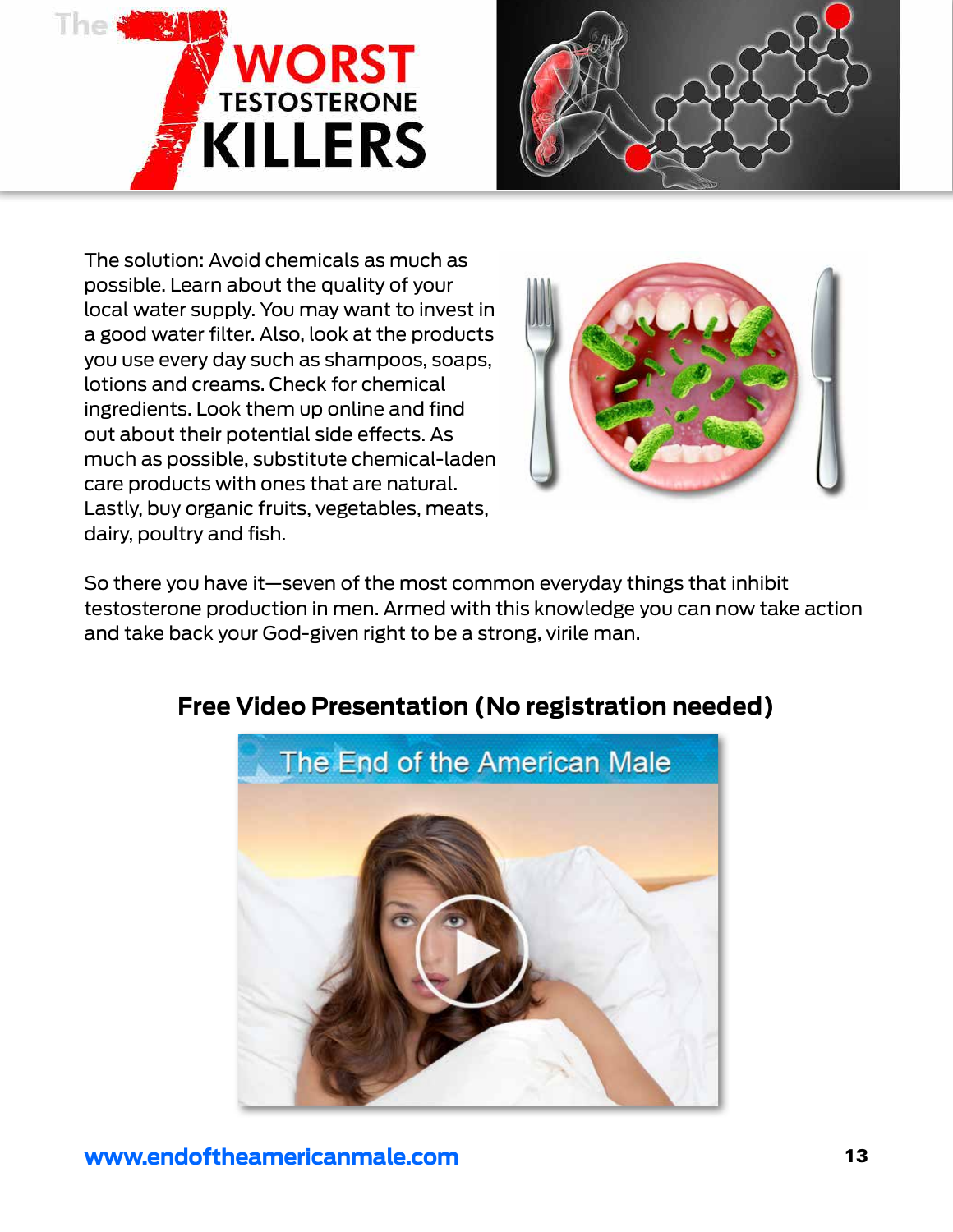The solution: Avoid chemicals as much as possible. Learn about the quality of your local water supply. You may want to invest in a good water filter. Also, look at the products you use every day such as shampoos, soaps, lotions and creams. Check for chemical ingredients. Look them up online and find out about their potential side effects. As much as possible, substitute chemical-laden care products with ones that are natural. Lastly, buy organic fruits, vegetables, meats, dairy, poultry and fish.

So there you have it—seven of the most common everyday things that inhibit testosterone production in men. Armed with this knowledge you can now take action and take back your God-given right to be a strong, virile man.

## Free Video Presentation (No registration needed)

The End of the American Male

www.endoftheamericanmale.com